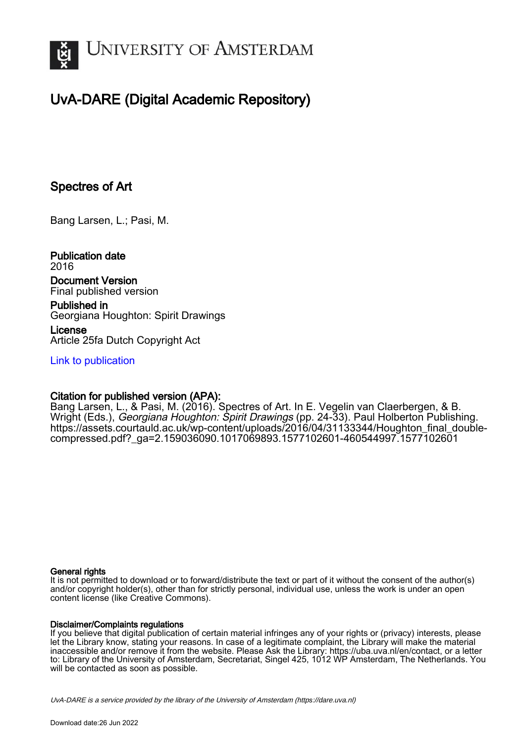# UvA-DARE (Digital Academic Repository)

## Spectres of Art

Bang Larsen, L.; Pasi, M.

**Publication date**
2016

**Document Version**
Final published version

**Published in**
Georgiana Houghton: Spirit Drawings

**License**
Article 25fa Dutch Copyright Act

Link to publication

**Citation for published version (APA):**
Bang Larsen, L., & Pasi, M. (2016). Spectres of Art. In E. Vegelin van Claerbergen, & B. Wright (Eds.), *Georgiana Houghton: Spirit Drawings* (pp. 24-33). Paul Holberton Publishing. https://assets.courtauld.ac.uk/wp-content/uploads/2016/04/31133344/Houghton_final_double-compressed.pdf?_ga=2.159036090.1017069893.1577102601-460544997.1577102601

**General rights**
It is not permitted to download or to forward/distribute the text or part of it without the consent of the author(s) and/or copyright holder(s), other than for strictly personal, individual use, unless the work is under an open content license (like Creative Commons).

**Disclaimer/Complaints regulations**
If you believe that digital publication of certain material infringes any of your rights or (privacy) interests, please let the Library know, stating your reasons. In case of a legitimate complaint, the Library will make the material inaccessible and/or remove it from the website. Please Ask the Library: https://uba.uva.nl/en/contact, or a letter to: Library of the University of Amsterdam, Secretariat, Singel 425, 1012 WP Amsterdam, The Netherlands. You will be contacted as soon as possible.

*UvA-DARE is a service provided by the library of the University of Amsterdam (https://dare.uva.nl)*

Download date:26 Jun 2022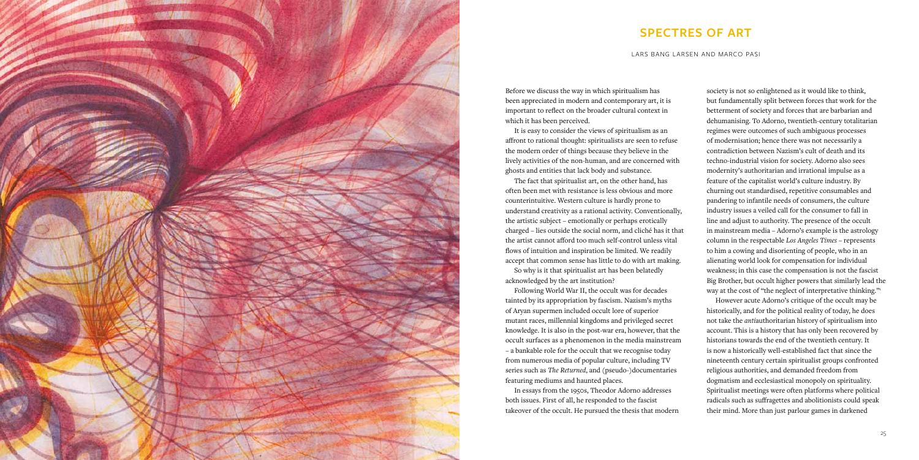## SPECTRES OF ART

LARS BANG LARSEN AND MARCO PASI

Before we discuss the way in which spiritualism has been appreciated in modern and contemporary art, it is important to reflect on the broader cultural context in which it has been perceived.

It is easy to consider the views of spiritualism as an affront to rational thought: spiritualists are seen to refuse the modern order of things because they believe in the lively activities of the non-human, and are concerned with ghosts and entities that lack body and substance.

The fact that spiritualist art, on the other hand, has often been met with resistance is less obvious and more counterintuitive. Western culture is hardly prone to understand creativity as a rational activity. Conventionally, the artistic subject – emotionally or perhaps erotically charged – lies outside the social norm, and cliché has it that the artist cannot afford too much self-control unless vital flows of intuition and inspiration be limited. We readily accept that common sense has little to do with art making.

So why is it that spiritualist art has been belatedly acknowledged by the art institution?

Following World War II, the occult was for decades tainted by its appropriation by fascism. Nazism's myths of Aryan supermen included occult lore of superior mutant races, millennial kingdoms and privileged secret knowledge. It is also in the post-war era, however, that the occult surfaces as a phenomenon in the media mainstream – a bankable role for the occult that we recognise today from numerous media of popular culture, including TV series such as *The Returned*, and (pseudo-)documentaries featuring mediums and haunted places.

In essays from the 1950s, Theodor Adorno addresses both issues. First of all, he responded to the fascist takeover of the occult. He pursued the thesis that modern society is not so enlightened as it would like to think, but fundamentally split between forces that work for the betterment of society and forces that are barbarian and dehumanising. To Adorno, twentieth-century totalitarian regimes were outcomes of such ambiguous processes of modernisation; hence there was not necessarily a contradiction between Nazism's cult of death and its techno-industrial vision for society. Adorno also sees modernity's authoritarian and irrational impulse as a feature of the capitalist world's culture industry. By churning out standardised, repetitive consumables and pandering to infantile needs of consumers, the culture industry issues a veiled call for the consumer to fall in line and adjust to authority. The presence of the occult in mainstream media – Adorno's example is the astrology column in the respectable *Los Angeles Times* – represents to him a cowing and disorienting of people, who in an alienating world look for compensation for individual weakness; in this case the compensation is not the fascist Big Brother, but occult higher powers that similarly lead the way at the cost of "the neglect of interpretative thinking."[1]

However acute Adorno's critique of the occult may be historically, and for the political reality of today, he does not take the *anti*authoritarian history of spiritualism into account. This is a history that has only been recovered by historians towards the end of the twentieth century. It is now a historically well-established fact that since the nineteenth century certain spiritualist groups confronted religious authorities, and demanded freedom from dogmatism and ecclesiastical monopoly on spirituality. Spiritualist meetings were often platforms where political radicals such as suffragettes and abolitionists could speak their mind. More than just parlour games in darkened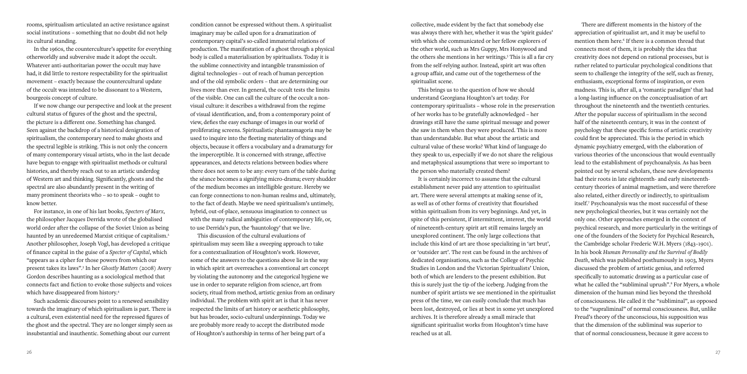rooms, spiritualism articulated an active resistance against social institutions – something that no doubt did not help its cultural standing.

In the 1960s, the counterculture's appetite for everything otherworldly and subversive made it adopt the occult. Whatever anti-authoritarian power the occult may have had, it did little to restore respectability for the spiritualist movement – exactly because the countercultural update of the occult was intended to be dissonant to a Western, bourgeois concept of culture.

If we now change our perspective and look at the present cultural status of figures of the ghost and the spectral, the picture is a different one. Something has changed. Seen against the backdrop of a historical denigration of spiritualism, the contemporary need to make ghosts and the spectral legible is striking. This is not only the concern of many contemporary visual artists, who in the last decade have begun to engage with spiritualist methods or cultural histories, and thereby reach out to an artistic underdog of Western art and thinking. Significantly, ghosts and the spectral are also abundantly present in the writing of many prominent theorists who – so to speak – ought to know better.

For instance, in one of his last books, *Specters of Marx*, the philosopher Jacques Derrida wrote of the globalised world order after the collapse of the Soviet Union as being haunted by an unredeemed Marxist critique of capitalism.[2] Another philosopher, Joseph Vogl, has developed a critique of finance capital in the guise of a *Specter of Capital*, which "appears as a cipher for those powers from which our present takes its laws".[3] In her *Ghostly Matters* (2008) Avery Gordon describes haunting as a sociological method that connects fact and fiction to evoke those subjects and voices which have disappeared from history.[4]

Such academic discourses point to a renewed sensibility towards the imaginary of which spiritualism is part. There is a cultural, even existential need for the repressed figures of the ghost and the spectral. They are no longer simply seen as insubstantial and inauthentic. Something about our current condition cannot be expressed without them. A spiritualist imaginary may be called upon for a dramatization of contemporary capital's so-called immaterial relations of production. The manifestation of a ghost through a physical body is called a materialisation by spiritualists. Today it is the sublime connectivity and intangible transmission of digital technologies – out of reach of human perception and of the old symbolic orders – that are determining our lives more than ever. In general, the occult tests the limits of the visible. One can call the culture of the occult a non-visual culture: it describes a withdrawal from the regime of visual identification, and, from a contemporary point of view, defies the easy exchange of images in our world of proliferating screens. Spiritualistic phantasmagoria may be used to inquire into the fleeting materiality of things and objects, because it offers a vocabulary and a dramaturgy for the imperceptible. It is concerned with strange, affective appearances, and detects relations between bodies where there does not seem to be any: every turn of the table during the séance becomes a signifying micro-drama; every shudder of the medium becomes an intelligible gesture. Hereby we can forge connections to non-human realms and, ultimately, to the fact of death. Maybe we need spiritualism's untimely, hybrid, out-of-place, sensuous imagination to connect us with the many radical ambiguities of contemporary life, or, to use Derrida's pun, the 'hauntology' that we live.

This discussion of the cultural evaluations of spiritualism may seem like a sweeping approach to take for a contextualization of Houghton's work. However, some of the answers to the questions above lie in the way in which spirit art overreaches a conventional art concept by violating the autonomy and the categorical hygiene we use in order to separate religion from science, art from society, ritual from method, artistic genius from an ordinary individual. The problem with spirit art is that it has never respected the limits of art history or aesthetic philosophy, but has broader, socio-cultural underpinnings. Today we are probably more ready to accept the distributed mode of Houghton's authorship in terms of her being part of a collective, made evident by the fact that somebody else was always there with her, whether it was the 'spirit guides' with which she communicated or her fellow explorers of the other world, such as Mrs Guppy, Mrs Honywood and the others she mentions in her writings.[5] This is all a far cry from the self-relying author. Instead, spirit art was often a group affair, and came out of the togetherness of the spiritualist scene.

This brings us to the question of how we should understand Georgiana Houghton's art today. For contemporary spiritualists – whose role in the preservation of her works has to be gratefully acknowledged – her drawings still have the same spiritual message and power she saw in them when they were produced. This is more than understandable. But what about the artistic and cultural value of these works? What kind of language do they speak to us, especially if we do not share the religious and metaphysical assumptions that were so important to the person who materially created them?

It is certainly incorrect to assume that the cultural establishment never paid any attention to spiritualist art. There were several attempts at making sense of it, as well as of other forms of creativity that flourished within spiritualism from its very beginnings. And yet, in spite of this persistent, if intermittent, interest, the world of nineteenth-century spirit art still remains largely an unexplored continent. The only large collections that include this kind of art are those specializing in 'art brut', or 'outsider art'. The rest can be found in the archives of dedicated organisations, such as the College of Psychic Studies in London and the Victorian Spiritualists' Union, both of which are lenders to the present exhibition. But this is surely just the tip of the iceberg. Judging from the number of spirit artists we see mentioned in the spiritualist press of the time, we can easily conclude that much has been lost, destroyed, or lies at best in some yet unexplored archives. It is therefore already a small miracle that significant spiritualist works from Houghton's time have reached us at all.

There are different moments in the history of the appreciation of spiritualist art, and it may be useful to mention them here.[6] If there is a common thread that connects most of them, it is probably the idea that creativity does not depend on rational processes, but is rather related to particular psychological conditions that seem to challenge the integrity of the self, such as frenzy, enthusiasm, exceptional forms of inspiration, or even madness. This is, after all, a 'romantic paradigm' that had a long-lasting influence on the conceptualisation of art throughout the nineteenth and the twentieth centuries. After the popular success of spiritualism in the second half of the nineteenth century, it was in the context of psychology that these specific forms of artistic creativity could first be appreciated. This is the period in which dynamic psychiatry emerged, with the elaboration of various theories of the unconscious that would eventually lead to the establishment of psychoanalysis. As has been pointed out by several scholars, these new developments had their roots in late eighteenth- and early nineteenth-century theories of animal magnetism, and were therefore also related, either directly or indirectly, to spiritualism itself.[7] Psychoanalysis was the most successful of these new psychological theories, but it was certainly not the only one. Other approaches emerged in the context of psychical research, and more particularly in the writings of one of the founders of the Society for Psychical Research, the Cambridge scholar Frederic W.H. Myers (1843–1901). In his book *Human Personality and the Survival of Bodily Death*, which was published posthumously in 1903, Myers discussed the problem of artistic genius, and referred specifically to automatic drawing as a particular case of what he called the "subliminal uprush".[8] For Myers, a whole dimension of the human mind lies beyond the threshold of consciousness. He called it the "subliminal", as opposed to the "supraliminal" of normal consciousness. But, unlike Freud's theory of the unconscious, his supposition was that the dimension of the subliminal was superior to that of normal consciousness, because it gave access to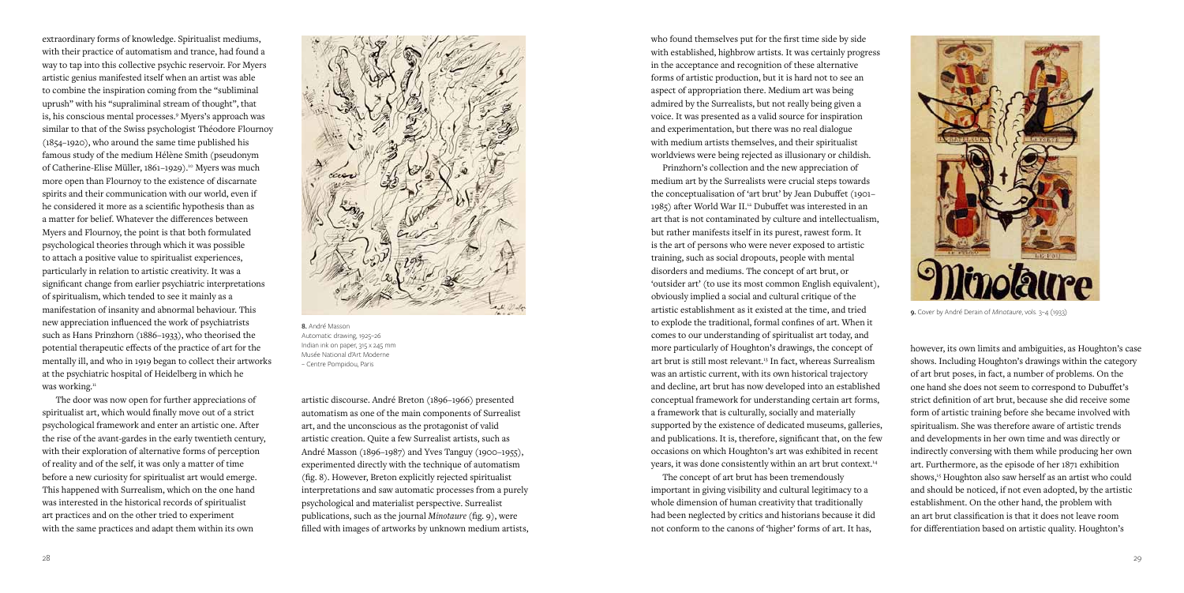extraordinary forms of knowledge. Spiritualist mediums, with their practice of automatism and trance, had found a way to tap into this collective psychic reservoir. For Myers artistic genius manifested itself when an artist was able to combine the inspiration coming from the "subliminal uprush" with his "supraliminal stream of thought", that is, his conscious mental processes.[9] Myers's approach was similar to that of the Swiss psychologist Théodore Flournoy (1854–1920), who around the same time published his famous study of the medium Hélène Smith (pseudonym of Catherine-Elise Müller, 1861–1929).[10] Myers was much more open than Flournoy to the existence of discarnate spirits and their communication with our world, even if he considered it more as a scientific hypothesis than as a matter for belief. Whatever the differences between Myers and Flournoy, the point is that both formulated psychological theories through which it was possible to attach a positive value to spiritualist experiences, particularly in relation to artistic creativity. It was a significant change from earlier psychiatric interpretations of spiritualism, which tended to see it mainly as a manifestation of insanity and abnormal behaviour. This new appreciation influenced the work of psychiatrists such as Hans Prinzhorn (1886–1933), who theorised the potential therapeutic effects of the practice of art for the mentally ill, and who in 1919 began to collect their artworks at the psychiatric hospital of Heidelberg in which he was working.[11]

The door was now open for further appreciations of spiritualist art, which would finally move out of a strict psychological framework and enter an artistic one. After the rise of the avant-gardes in the early twentieth century, with their exploration of alternative forms of perception of reality and of the self, it was only a matter of time before a new curiosity for spiritualist art would emerge. This happened with Surrealism, which on the one hand was interested in the historical records of spiritualist art practices and on the other tried to experiment with the same practices and adapt them within its own artistic discourse. André Breton (1896–1966) presented automatism as one of the main components of Surrealist art, and the unconscious as the protagonist of valid artistic creation. Quite a few Surrealist artists, such as André Masson (1896–1987) and Yves Tanguy (1900–1955), experimented directly with the technique of automatism (fig. 8). However, Breton explicitly rejected spiritualist interpretations and saw automatic processes from a purely psychological and materialist perspective. Surrealist publications, such as the journal *Minotaure* (fig. 9), were filled with images of artworks by unknown medium artists, who found themselves put for the first time side by side with established, highbrow artists. It was certainly progress in the acceptance and recognition of these alternative forms of artistic production, but it is hard not to see an aspect of appropriation there. Medium art was being admired by the Surrealists, but not really being given a voice. It was presented as a valid source for inspiration and experimentation, but there was no real dialogue with medium artists themselves, and their spiritualist worldviews were being rejected as illusionary or childish.

**8.** André Masson
Automatic drawing, 1925–26
Indian ink on paper, 315 x 245 mm
Musée National d'Art Moderne – Centre Pompidou, Paris

Prinzhorn's collection and the new appreciation of medium art by the Surrealists were crucial steps towards the conceptualisation of 'art brut' by Jean Dubuffet (1901–1985) after World War II.[12] Dubuffet was interested in an art that is not contaminated by culture and intellectualism, but rather manifests itself in its purest, rawest form. It is the art of persons who were never exposed to artistic training, such as social dropouts, people with mental disorders and mediums. The concept of art brut, or 'outsider art' (to use its most common English equivalent), obviously implied a social and cultural critique of the artistic establishment as it existed at the time, and tried to explode the traditional, formal confines of art. When it comes to our understanding of spiritualist art today, and more particularly of Houghton's drawings, the concept of art brut is still most relevant.[13] In fact, whereas Surrealism was an artistic current, with its own historical trajectory and decline, art brut has now developed into an established conceptual framework for understanding certain art forms, a framework that is culturally, socially and materially supported by the existence of dedicated museums, galleries, and publications. It is, therefore, significant that, on the few occasions on which Houghton's art was exhibited in recent years, it was done consistently within an art brut context.[14]

The concept of art brut has been tremendously important in giving visibility and cultural legitimacy to a whole dimension of human creativity that traditionally had been neglected by critics and historians because it did not conform to the canons of 'higher' forms of art. It has, however, its own limits and ambiguities, as Houghton's case shows. Including Houghton's drawings within the category of art brut poses, in fact, a number of problems. On the one hand she does not seem to correspond to Dubuffet's strict definition of art brut, because she did receive some form of artistic training before she became involved with spiritualism. She was therefore aware of artistic trends and developments in her own time and was directly or indirectly conversing with them while producing her own art. Furthermore, as the episode of her 1871 exhibition shows,[15] Houghton also saw herself as an artist who could and should be noticed, if not even adopted, by the artistic establishment. On the other hand, the problem with an art brut classification is that it does not leave room for differentiation based on artistic quality. Houghton's

**9.** Cover by André Derain of *Minotaure*, vols. 3–4 (1933)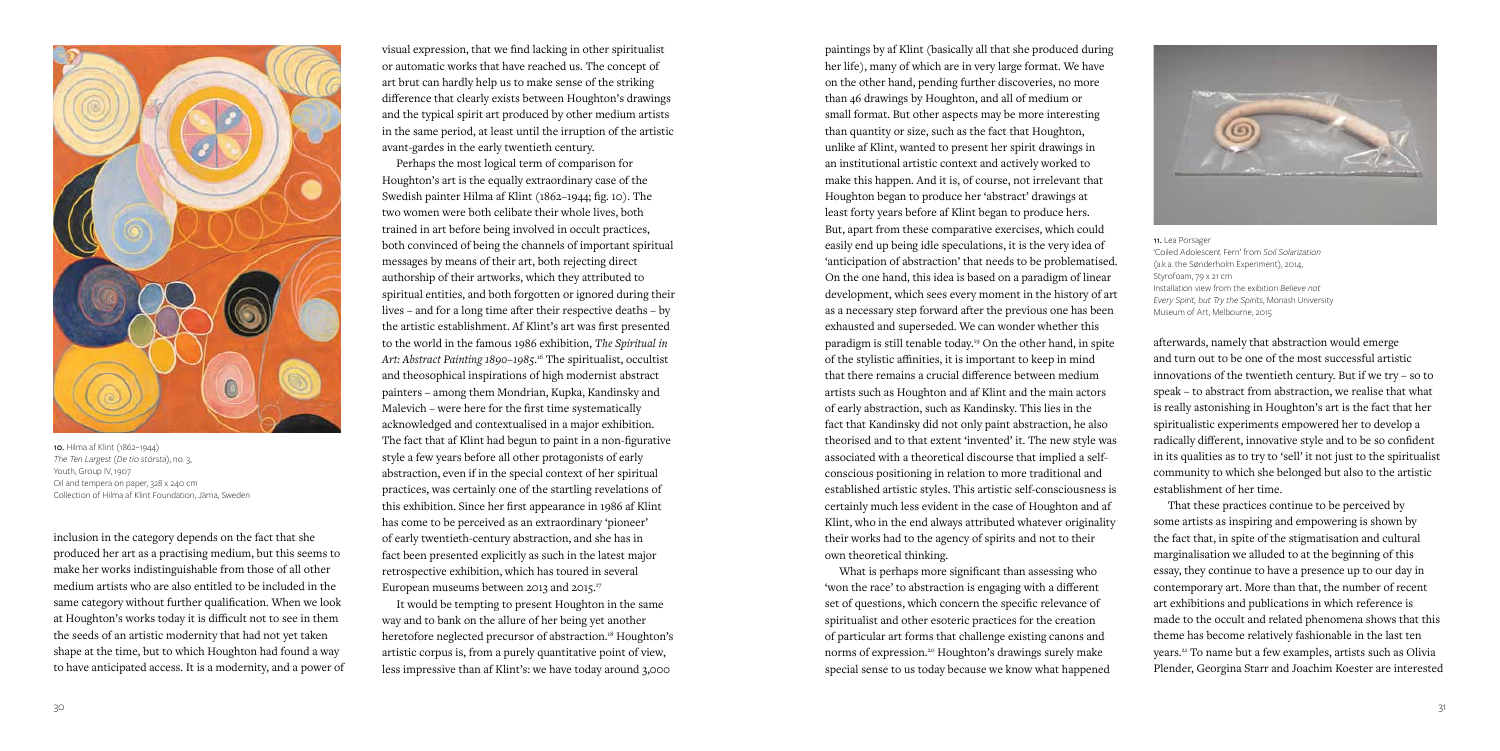10. Hilma af Klint (1862–1944)
*The Ten Largest* (*De tio största*), no. 3, Youth, Group IV, 1907
Oil and tempera on paper, 328 x 240 cm
Collection of Hilma af Klint Foundation, Järna, Sweden

inclusion in the category depends on the fact that she produced her art as a practising medium, but this seems to make her works indistinguishable from those of all other medium artists who are also entitled to be included in the same category without further qualification. When we look at Houghton's works today it is difficult not to see in them the seeds of an artistic modernity that had not yet taken shape at the time, but to which Houghton had found a way to have anticipated access. It is a modernity, and a power of visual expression, that we find lacking in other spiritualist or automatic works that have reached us. The concept of art brut can hardly help us to make sense of the striking difference that clearly exists between Houghton's drawings and the typical spirit art produced by other medium artists in the same period, at least until the irruption of the artistic avant-gardes in the early twentieth century.

Perhaps the most logical term of comparison for Houghton's art is the equally extraordinary case of the Swedish painter Hilma af Klint (1862–1944; fig. 10). The two women were both celibate their whole lives, both trained in art before being involved in occult practices, both convinced of being the channels of important spiritual messages by means of their art, both rejecting direct authorship of their artworks, which they attributed to spiritual entities, and both forgotten or ignored during their lives – and for a long time after their respective deaths – by the artistic establishment. Af Klint's art was first presented to the world in the famous 1986 exhibition, *The Spiritual in Art: Abstract Painting 1890–1985*.[16] The spiritualist, occultist and theosophical inspirations of high modernist abstract painters – among them Mondrian, Kupka, Kandinsky and Malevich – were here for the first time systematically acknowledged and contextualised in a major exhibition. The fact that af Klint had begun to paint in a non-figurative style a few years before all other protagonists of early abstraction, even if in the special context of her spiritual practices, was certainly one of the startling revelations of this exhibition. Since her first appearance in 1986 af Klint has come to be perceived as an extraordinary 'pioneer' of early twentieth-century abstraction, and she has in fact been presented explicitly as such in the latest major retrospective exhibition, which has toured in several European museums between 2013 and 2015.[17]

It would be tempting to present Houghton in the same way and to bank on the allure of her being yet another heretofore neglected precursor of abstraction.[18] Houghton's artistic corpus is, from a purely quantitative point of view, less impressive than af Klint's: we have today around 3,000 paintings by af Klint (basically all that she produced during her life), many of which are in very large format. We have on the other hand, pending further discoveries, no more than 46 drawings by Houghton, and all of medium or small format. But other aspects may be more interesting than quantity or size, such as the fact that Houghton, unlike af Klint, wanted to present her spirit drawings in an institutional artistic context and actively worked to make this happen. And it is, of course, not irrelevant that Houghton began to produce her 'abstract' drawings at least forty years before af Klint began to produce hers. But, apart from these comparative exercises, which could easily end up being idle speculations, it is the very idea of 'anticipation of abstraction' that needs to be problematised. On the one hand, this idea is based on a paradigm of linear development, which sees every moment in the history of art as a necessary step forward after the previous one has been exhausted and superseded. We can wonder whether this paradigm is still tenable today.[19] On the other hand, in spite of the stylistic affinities, it is important to keep in mind that there remains a crucial difference between medium artists such as Houghton and af Klint and the main actors of early abstraction, such as Kandinsky. This lies in the fact that Kandinsky did not only paint abstraction, he also theorised and to that extent 'invented' it. The new style was associated with a theoretical discourse that implied a self-conscious positioning in relation to more traditional and established artistic styles. This artistic self-consciousness is certainly much less evident in the case of Houghton and af Klint, who in the end always attributed whatever originality their works had to the agency of spirits and not to their own theoretical thinking.

What is perhaps more significant than assessing who 'won the race' to abstraction is engaging with a different set of questions, which concern the specific relevance of spiritualist and other esoteric practices for the creation of particular art forms that challenge existing canons and norms of expression.[20] Houghton's drawings surely make special sense to us today because we know what happened afterwards, namely that abstraction would emerge and turn out to be one of the most successful artistic innovations of the twentieth century. But if we try – so to speak – to abstract from abstraction, we realise that what is really astonishing in Houghton's art is the fact that her spiritualistic experiments empowered her to develop a radically different, innovative style and to be so confident in its qualities as to try to 'sell' it not just to the spiritualist community to which she belonged but also to the artistic establishment of her time.

11. Lea Porsager
'Coiled Adolescent Fern' from *Soil Solarization* (a.k.a. the Sønderholm Experiment), 2014, Styrofoam, 79 x 21 cm
Installation view from the exibition *Believe not Every Spirit, but Try the Spirits*, Monash University Museum of Art, Melbourne, 2015

That these practices continue to be perceived by some artists as inspiring and empowering is shown by the fact that, in spite of the stigmatisation and cultural marginalisation we alluded to at the beginning of this essay, they continue to have a presence up to our day in contemporary art. More than that, the number of recent art exhibitions and publications in which reference is made to the occult and related phenomena shows that this theme has become relatively fashionable in the last ten years.[21] To name but a few examples, artists such as Olivia Plender, Georgina Starr and Joachim Koester are interested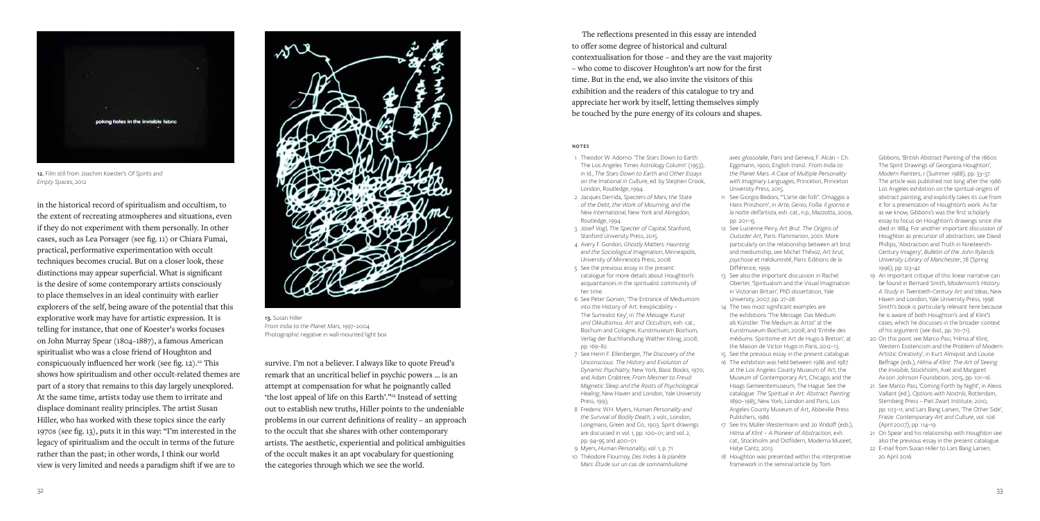poking holes in the invisible fabric

**12.** Film still from Joachim Koester's *Of Spirits and Empty Spaces*, 2012

in the historical record of spiritualism and occultism, to the extent of recreating atmospheres and situations, even if they do not experiment with them personally. In other cases, such as Lea Porsager (see fig. 11) or Chiara Fumai, practical, performative experimentation with occult techniques becomes crucial. But on a closer look, these distinctions may appear superficial. What is significant is the desire of some contemporary artists consciously to place themselves in an ideal continuity with earlier explorers of the self, being aware of the potential that this explorative work may have for artistic expression. It is telling for instance, that one of Koester's works focuses on John Murray Spear (1804–1887), a famous American spiritualist who was a close friend of Houghton and conspicuously influenced her work (see fig. 12).[21] This shows how spiritualism and other occult-related themes are part of a story that remains to this day largely unexplored. At the same time, artists today use them to irritate and displace dominant reality principles. The artist Susan Hiller, who has worked with these topics since the early 1970s (see fig. 13), puts it in this way: "I'm interested in the legacy of spiritualism and the occult in terms of the future rather than the past; in other words, I think our world view is very limited and needs a paradigm shift if we are to

**13.** Susan Hiller
*From India to the Planet Mars*, 1997–2004
Photographic negative in wall-mounted light box

survive. I'm not a believer. I always like to quote Freud's remark that an uncritical belief in psychic powers … is an attempt at compensation for what he poignantly called 'the lost appeal of life on this Earth'."[22] Instead of setting out to establish new truths, Hiller points to the undeniable problems in our current definitions of reality – an approach to the occult that she shares with other contemporary artists. The aesthetic, experiential and political ambiguities of the occult makes it an apt vocabulary for questioning the categories through which we see the world.

The reflections presented in this essay are intended to offer some degree of historical and cultural contextualisation for those – and they are the vast majority – who come to discover Houghton's art now for the first time. But in the end, we also invite the visitors of this exhibition and the readers of this catalogue to try and appreciate her work by itself, letting themselves simply be touched by the pure energy of its colours and shapes.

#### NOTES

1. Theodor W. Adorno: 'The Stars Down to Earth: The Los Angeles Times Astrology Column' (1953), in id., *The Stars Down to Earth and Other Essays on the Irrational in Culture*, ed. by Stephen Crook, London, Routledge, 1994.
2. Jacques Derrida, *Specters of Marx, the State of the Debt, the Work of Mourning, and the New International*, New York and Abingdon, Routledge, 1994.
3. Josef Vogl, *The Specter of Capital*, Stanford, Stanford University Press, 2015.
4. Avery F. Gordon, *Ghostly Matters: Haunting and the Sociological Imagination*, Minneapolis, University of Minnesota Press, 2008.
5. See the previous essay in the present catalogue for more details about Houghton's acquaintances in the spiritualist community of her time.
6. See Peter Gorsen, 'The Entrance of Mediumism into the History of Art. Inexplicability – The Surrealist Key', in *The Message. Kunst und Okkultismus. Art and Occultism*, exh. cat., Bochum and Cologne, Kunstmuseum Bochum, Verlag der Buchhandlung Walther König, 2008, pp. 169–82.
7. See Henri F. Ellenberger, *The Discovery of the Unconscious: The History and Evolution of Dynamic Psychiatry*, New York, Basic Books, 1970; and Adam Crabtree, *From Mesmer to Freud: Magnetic Sleep and the Roots of Psychological Healing*, New Haven and London, Yale University Press, 1993.
8. Frederic W.H. Myers, *Human Personality and the Survival of Bodily Death*, 2 vols., London, Longmans, Green and Co., 1903. Spirit drawings are discussed in vol. 1, pp. 100–01; and vol. 2, pp. 94–95 and 400–01.
9. Myers, *Human Personality*, vol. 1, p. 71.
10. Théodore Flournoy, *Des Indes à la planète Mars: Étude sur un cas de somnambulisme avec glossolalie*, Paris and Geneva, F. Alcan – Ch. Eggimann, 1900; English transl.: *From India to the Planet Mars. A Case of Multiple Personality with Imaginary Languages*, Princeton, Princeton University Press, 2015.
11. See Giorgio Bedoni, '"L'arte dei folli". Omaggio a Hans Prinzhorn', in *Arte, Genio, Follia. Il giorno e la notte dell'artista*, exh. cat., n.p., Mazzotta, 2009, pp. 201–15.
12. See Lucienne Peiry, *Art Brut. The Origins of Outsider Art*, Paris: Flammarion, 2001. More particularly on the relationship between art brut and mediumship, see Michel Thévoz, *Art brut, psychose et médiumnité*, Paris: Editions de la Différence, 1999.
13. See also the important discussion in Rachel Oberter, 'Spiritualism and the Visual Imagination in Victorian Britain', PhD dissertation, Yale University, 2007, pp. 27–28.
14. The two most significant examples are the exhibitions 'The Message. Das Medium als Künstler. The Medium as Artist' at the Kunstmuseum Bochum, 2008; and 'Entrée des médiums: Spiritisme et Art de Hugo à Breton', at the Maison de Victor Hugo in Paris, 2012–13.
15. See the previous essay in the present catalogue.
16. The exhibition was held between 1986 and 1987 at the Los Angeles County Museum of Art, the Museum of Contemporary Art, Chicago, and the Haags Gemeentemuseum, The Hague. See the catalogue: *The Spiritual in Art: Abstract Painting 1890–1985*, New York, London and Paris, Los Angeles County Museum of Art, Abbeville Press Publishers, 1986.
17. See Iris Müller-Westermann and Jo Widoff (eds.), *Hilma af Klint – A Pioneer of Abstraction*, exh. cat., Stockholm and Ostfildern, Moderna Museet, Hatje Cantz, 2013.
18. Houghton was presented within this interpretive framework in the seminal article by Tom Gibbons, 'British Abstract Painting of the 1860s: The Spirit Drawings of Georgiana Houghton', *Modern Painters*, 1 (Summer 1988), pp. 33–37. The article was published not long after the 1986 Los Angeles exhibition on the spiritual origins of abstract painting, and explicitly takes its cue from it for a presentation of Houghton's work. As far as we know, Gibbons's was the first scholarly essay to focus on Houghton's drawings since she died in 1884. For another important discussion of Houghton as precursor of abstraction, see David Phillips, 'Abstraction and Truth in Nineteenth-Century Imagery', *Bulletin of the John Rylands University Library of Manchester*, 78 (Spring 1996), pp. 123–42.
19. An important critique of this linear narrative can be found in Bernard Smith, *Modernism's History. A Study in Twentieth-Century Art and Ideas*, New Haven and London, Yale University Press, 1998. Smith's book is particularly relevant here because he is aware of both Houghton's and af Klint's cases, which he discusses in the broader context of his argument (see ibid., pp. 70–71).
20. On this point see Marco Pasi, 'Hilma af Klint, Western Esotericism and the Problem of Modern Artistic Creativity', in Kurt Almqvist and Louise Belfrage (eds.), *Hilma af Klint: The Art of Seeing the Invisible*, Stockholm, Axel and Margaret Axson Johnson Foundation, 2015, pp. 101–16.
21. See Marco Pasi, 'Coming Forth by Night', in Alexis Vaillant (ed.), *Options with Nostrils*, Rotterdam, Sternberg Press – Piet Zwart Institute, 2010, pp. 103–11; and Lars Bang Larsen, 'The Other Side', *Frieze. Contemporary Art and Culture*, vol. 106 (April 2007), pp. 114–19.
21. On Spear and his relationship with Houghton see also the previous essay in the present catalogue.
22. E-mail from Susan Hiller to Lars Bang Larsen, 20 April 2016.